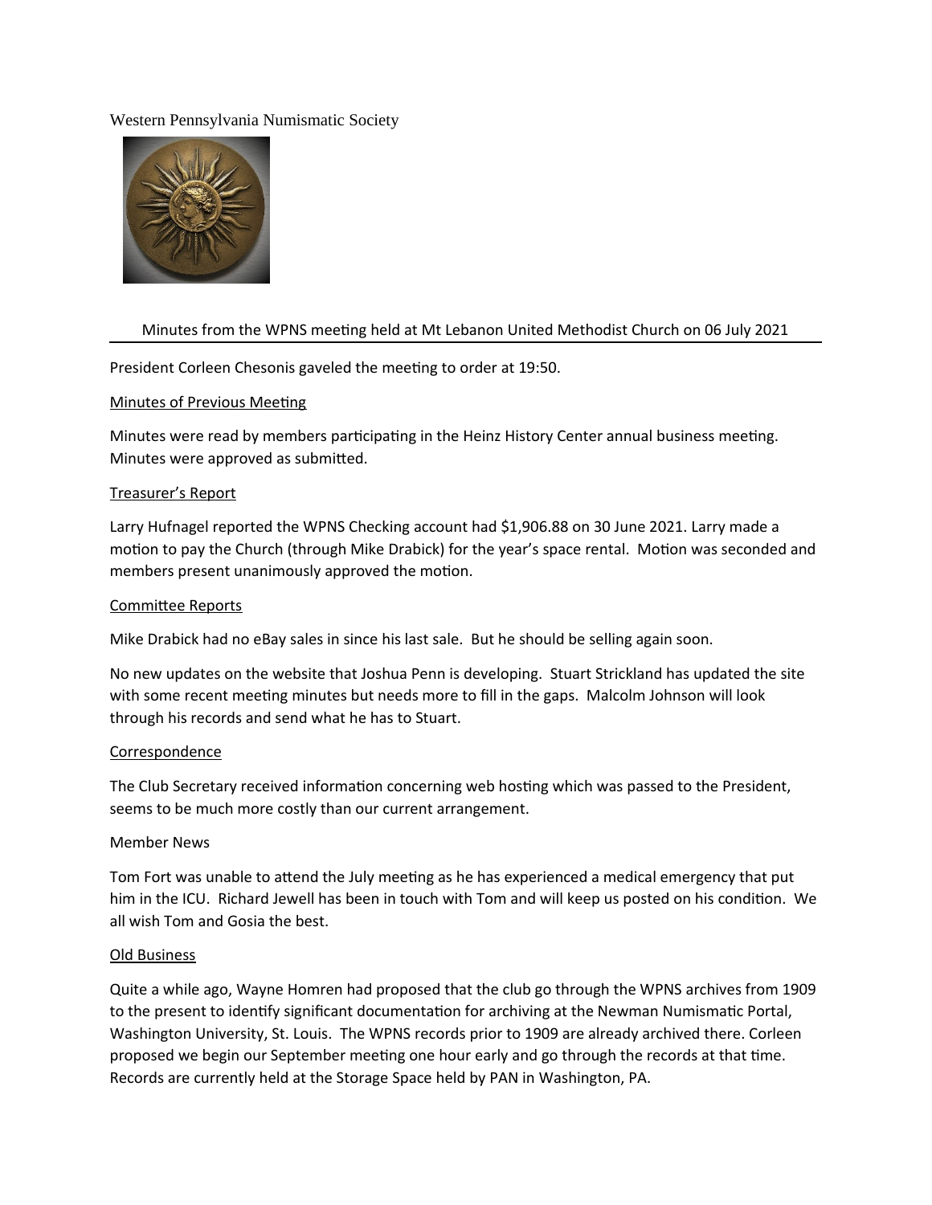Western Pennsylvania Numismatic Society

Minutes from the WPNS meeting held at Mt Lebanon United Methodist Church on 06 July 2021

President Corleen Chesonis gaveled the meeting to order at 19:50.

Minutes of Previous Meeting

Minutes were read by members participating in the Heinz History Center annual business meeting. Minutes were approved as submitted.

Treasurer's Report

Larry Hufnagel reported the WPNS Checking account had $1,906.88 on 30 June 2021. Larry made a motion to pay the Church (through Mike Drabick) for the year's space rental. Motion was seconded and members present unanimously approved the motion.

Committee Reports

Mike Drabick had no eBay sales in since his last sale. But he should be selling again soon.

No new updates on the website that Joshua Penn is developing. Stuart Strickland has updated the site with some recent meeting minutes but needs more to fill in the gaps. Malcolm Johnson will look through his records and send what he has to Stuart.

Correspondence

The Club Secretary received information concerning web hosting which was passed to the President, seems to be much more costly than our current arrangement.

Member News

Tom Fort was unable to attend the July meeting as he has experienced a medical emergency that put him in the ICU. Richard Jewell has been in touch with Tom and will keep us posted on his condition. We all wish Tom and Gosia the best.

Old Business

Quite a while ago, Wayne Homren had proposed that the club go through the WPNS archives from 1909 to the present to identify significant documentation for archiving at the Newman Numismatic Portal, Washington University, St. Louis. The WPNS records prior to 1909 are already archived there. Corleen proposed we begin our September meeting one hour early and go through the records at that time. Records are currently held at the Storage Space held by PAN in Washington, PA.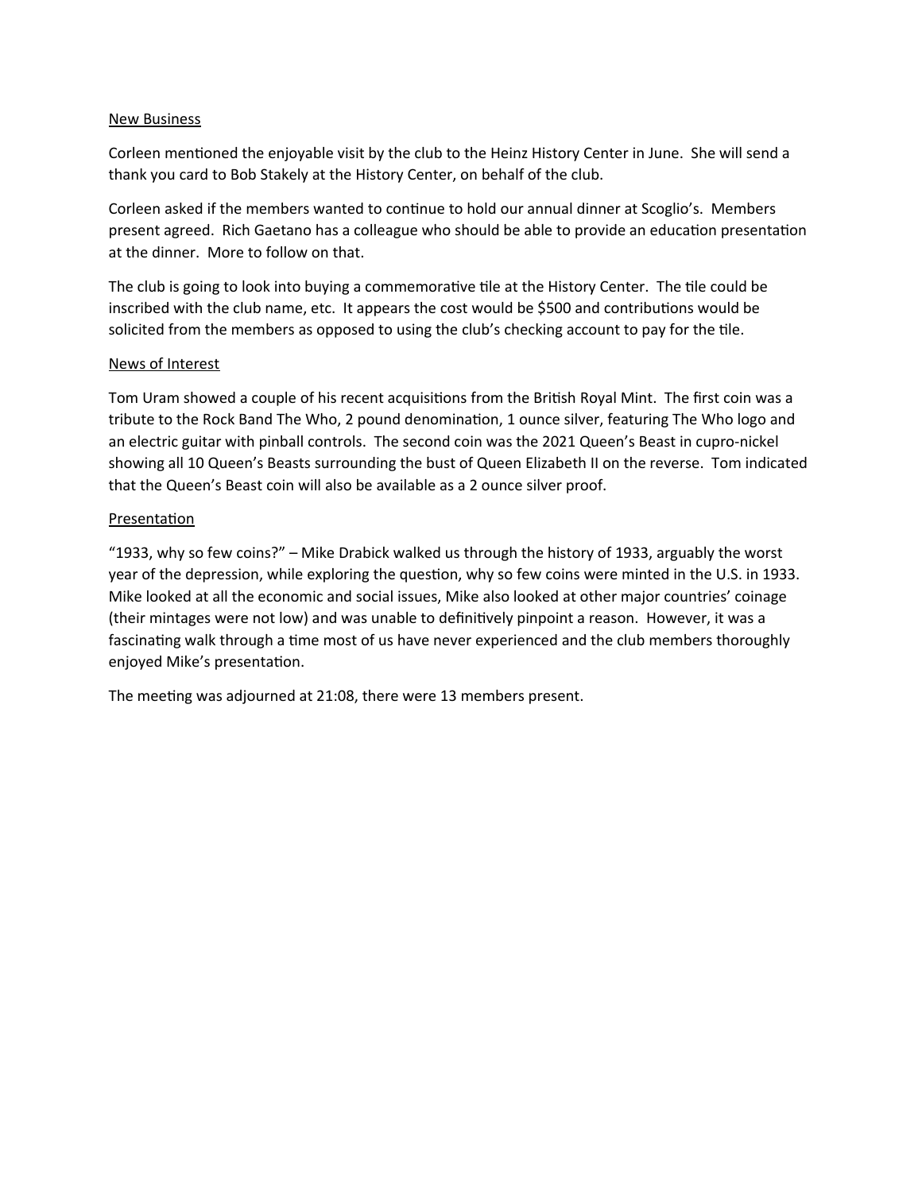New Business

Corleen mentioned the enjoyable visit by the club to the Heinz History Center in June. She will send a thank you card to Bob Stakely at the History Center, on behalf of the club.

Corleen asked if the members wanted to continue to hold our annual dinner at Scoglio's. Members present agreed. Rich Gaetano has a colleague who should be able to provide an education presentation at the dinner. More to follow on that.

The club is going to look into buying a commemorative tile at the History Center. The tile could be inscribed with the club name, etc. It appears the cost would be $500 and contributions would be solicited from the members as opposed to using the club's checking account to pay for the tile.

News of Interest

Tom Uram showed a couple of his recent acquisitions from the British Royal Mint. The first coin was a tribute to the Rock Band The Who, 2 pound denomination, 1 ounce silver, featuring The Who logo and an electric guitar with pinball controls. The second coin was the 2021 Queen's Beast in cupro-nickel showing all 10 Queen's Beasts surrounding the bust of Queen Elizabeth II on the reverse. Tom indicated that the Queen's Beast coin will also be available as a 2 ounce silver proof.

Presentation

"1933, why so few coins?" – Mike Drabick walked us through the history of 1933, arguably the worst year of the depression, while exploring the question, why so few coins were minted in the U.S. in 1933. Mike looked at all the economic and social issues, Mike also looked at other major countries' coinage (their mintages were not low) and was unable to definitively pinpoint a reason. However, it was a fascinating walk through a time most of us have never experienced and the club members thoroughly enjoyed Mike's presentation.

The meeting was adjourned at 21:08, there were 13 members present.